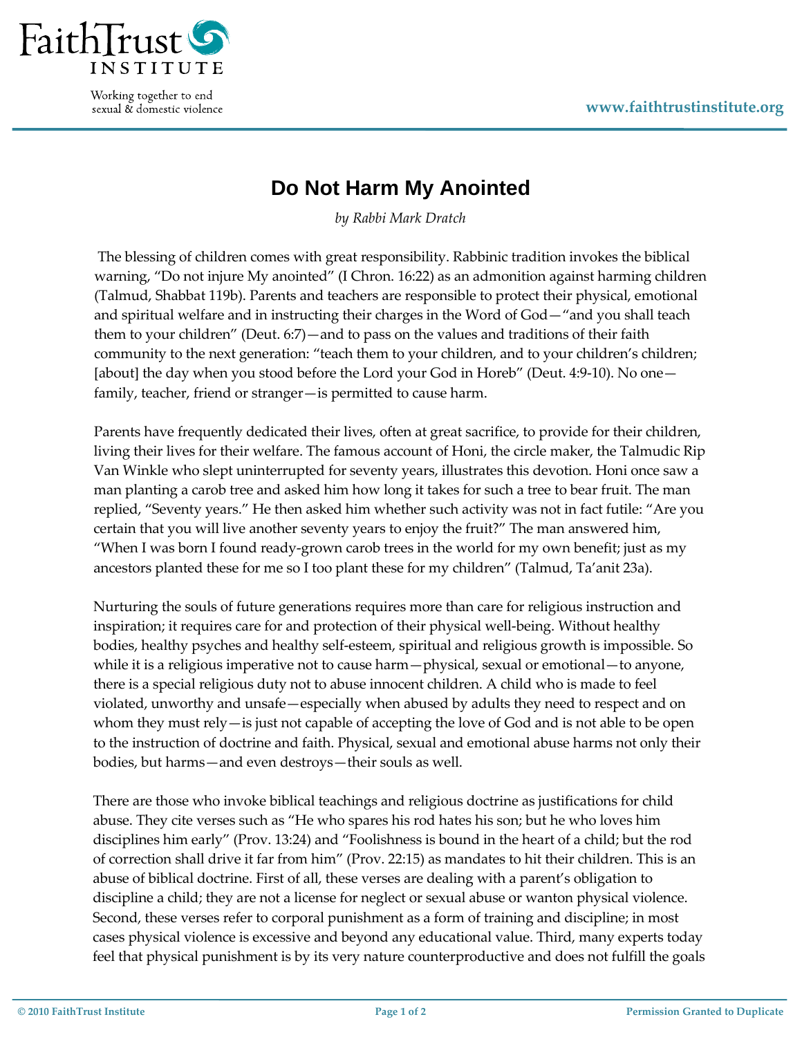# Do Not Harm My Anointed

*by Rabbi Mark Dratch*

The blessing of children comes with great responsibility. Rabbinic tradition invokes the biblical warning, “Do not injure My anointed” (I Chron. 16:22) as an admonition against harming children (Talmud, Shabbat 119b). Parents and teachers are responsible to protect their physical, emotional and spiritual welfare and in instructing their charges in the Word of God—“and you shall teach them to your children” (Deut. 6:7)—and to pass on the values and traditions of their faith community to the next generation: “teach them to your children, and to your children’s children; [about] the day when you stood before the Lord your God in Horeb” (Deut. 4:9-10). No one—family, teacher, friend or stranger—is permitted to cause harm.

Parents have frequently dedicated their lives, often at great sacrifice, to provide for their children, living their lives for their welfare. The famous account of Honi, the circle maker, the Talmudic Rip Van Winkle who slept uninterrupted for seventy years, illustrates this devotion. Honi once saw a man planting a carob tree and asked him how long it takes for such a tree to bear fruit. The man replied, “Seventy years.” He then asked him whether such activity was not in fact futile: “Are you certain that you will live another seventy years to enjoy the fruit?” The man answered him, “When I was born I found ready-grown carob trees in the world for my own benefit; just as my ancestors planted these for me so I too plant these for my children” (Talmud, Ta’anit 23a).

Nurturing the souls of future generations requires more than care for religious instruction and inspiration; it requires care for and protection of their physical well-being. Without healthy bodies, healthy psyches and healthy self-esteem, spiritual and religious growth is impossible. So while it is a religious imperative not to cause harm—physical, sexual or emotional—to anyone, there is a special religious duty not to abuse innocent children. A child who is made to feel violated, unworthy and unsafe—especially when abused by adults they need to respect and on whom they must rely—is just not capable of accepting the love of God and is not able to be open to the instruction of doctrine and faith. Physical, sexual and emotional abuse harms not only their bodies, but harms—and even destroys—their souls as well.

There are those who invoke biblical teachings and religious doctrine as justifications for child abuse. They cite verses such as “He who spares his rod hates his son; but he who loves him disciplines him early” (Prov. 13:24) and “Foolishness is bound in the heart of a child; but the rod of correction shall drive it far from him” (Prov. 22:15) as mandates to hit their children. This is an abuse of biblical doctrine. First of all, these verses are dealing with a parent’s obligation to discipline a child; they are not a license for neglect or sexual abuse or wanton physical violence. Second, these verses refer to corporal punishment as a form of training and discipline; in most cases physical violence is excessive and beyond any educational value. Third, many experts today feel that physical punishment is by its very nature counterproductive and does not fulfill the goals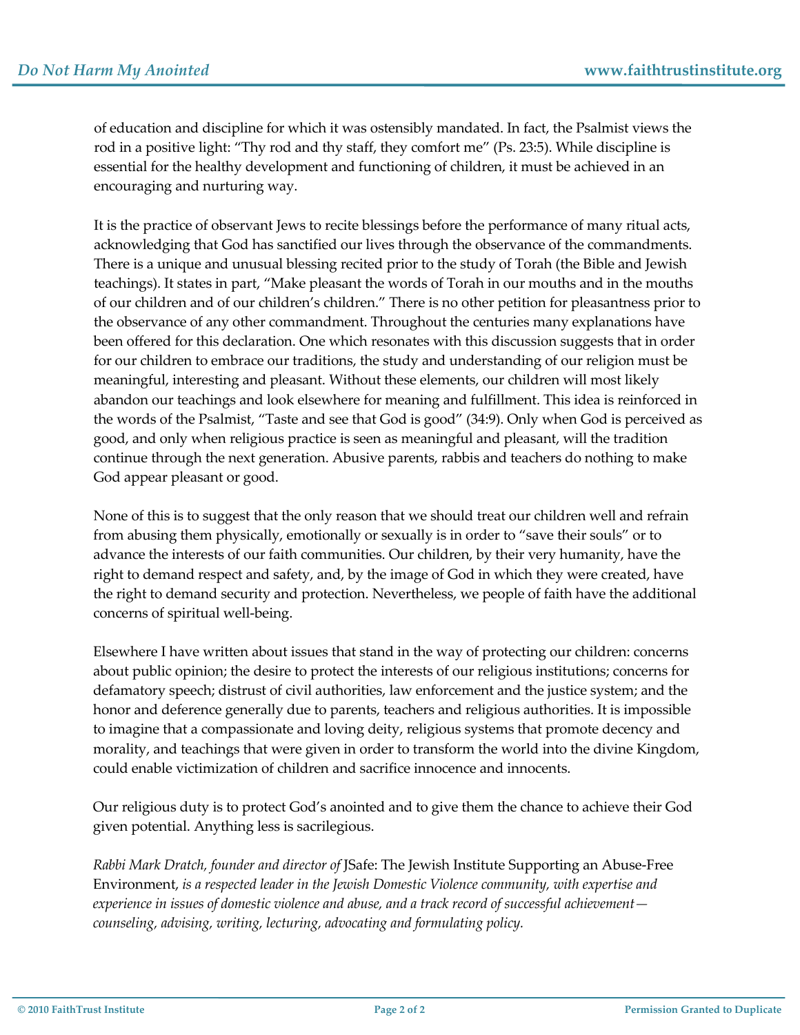of education and discipline for which it was ostensibly mandated. In fact, the Psalmist views the rod in a positive light: "Thy rod and thy staff, they comfort me" (Ps. 23:5). While discipline is essential for the healthy development and functioning of children, it must be achieved in an encouraging and nurturing way.

It is the practice of observant Jews to recite blessings before the performance of many ritual acts, acknowledging that God has sanctified our lives through the observance of the commandments. There is a unique and unusual blessing recited prior to the study of Torah (the Bible and Jewish teachings). It states in part, "Make pleasant the words of Torah in our mouths and in the mouths of our children and of our children's children." There is no other petition for pleasantness prior to the observance of any other commandment. Throughout the centuries many explanations have been offered for this declaration. One which resonates with this discussion suggests that in order for our children to embrace our traditions, the study and understanding of our religion must be meaningful, interesting and pleasant. Without these elements, our children will most likely abandon our teachings and look elsewhere for meaning and fulfillment. This idea is reinforced in the words of the Psalmist, "Taste and see that God is good" (34:9). Only when God is perceived as good, and only when religious practice is seen as meaningful and pleasant, will the tradition continue through the next generation. Abusive parents, rabbis and teachers do nothing to make God appear pleasant or good.

None of this is to suggest that the only reason that we should treat our children well and refrain from abusing them physically, emotionally or sexually is in order to "save their souls" or to advance the interests of our faith communities. Our children, by their very humanity, have the right to demand respect and safety, and, by the image of God in which they were created, have the right to demand security and protection. Nevertheless, we people of faith have the additional concerns of spiritual well-being.

Elsewhere I have written about issues that stand in the way of protecting our children: concerns about public opinion; the desire to protect the interests of our religious institutions; concerns for defamatory speech; distrust of civil authorities, law enforcement and the justice system; and the honor and deference generally due to parents, teachers and religious authorities. It is impossible to imagine that a compassionate and loving deity, religious systems that promote decency and morality, and teachings that were given in order to transform the world into the divine Kingdom, could enable victimization of children and sacrifice innocence and innocents.

Our religious duty is to protect God's anointed and to give them the chance to achieve their God given potential. Anything less is sacrilegious.

*Rabbi Mark Dratch, founder and director of* JSafe: The Jewish Institute Supporting an Abuse-Free Environment, *is a respected leader in the Jewish Domestic Violence community, with expertise and experience in issues of domestic violence and abuse, and a track record of successful achievement—counseling, advising, writing, lecturing, advocating and formulating policy.*